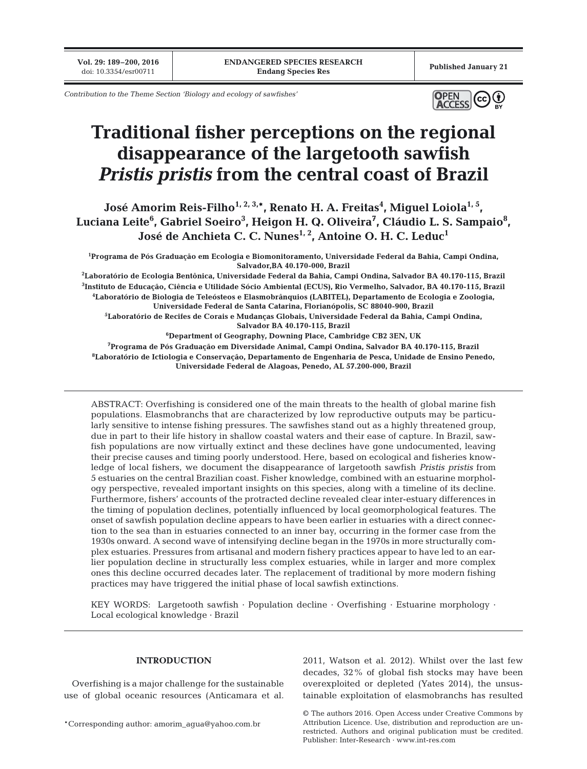*Contribution to the Theme Section 'Biology and ecology of sawfishes'*

# Traditional fisher perceptions on the regional disappearance of the largetooth sawfish *Pristis pristis* from the central coast of Brazil

**José Amorim Reis-Filho[1,2,3,*], Renato H. A. Freitas[4], Miguel Loiola[1,5], Luciana Leite[6], Gabriel Soeiro[3], Heigon H. Q. Oliveira[7], Cláudio L. S. Sampaio[8], José de Anchieta C. C. Nunes[1,2], Antoine O. H. C. Leduc[1]**

[1]Programa de Pós Graduação em Ecologia e Biomonitoramento, Universidade Federal da Bahia, Campi Ondina, Salvador,BA 40.170-000, Brazil

[2]Laboratório de Ecologia Bentônica, Universidade Federal da Bahia, Campi Ondina, Salvador BA 40.170-115, Brazil

[3]Instituto de Educação, Ciência e Utilidade Sócio Ambiental (ECUS), Rio Vermelho, Salvador, BA 40.170-115, Brazil

[4]Laboratório de Biologia de Teleósteos e Elasmobrânquios (LABITEL), Departamento de Ecologia e Zoologia, Universidade Federal de Santa Catarina, Florianópolis, SC 88040-900, Brazil

[5]Laboratório de Recifes de Corais e Mudanças Globais, Universidade Federal da Bahia, Campi Ondina, Salvador BA 40.170-115, Brazil

[6]Department of Geography, Downing Place, Cambridge CB2 3EN, UK

[7]Programa de Pós Graduação em Diversidade Animal, Campi Ondina, Salvador BA 40.170-115, Brazil

[8]Laboratório de Ictiologia e Conservação, Departamento de Engenharia de Pesca, Unidade de Ensino Penedo, Universidade Federal de Alagoas, Penedo, AL 57.200-000, Brazil

ABSTRACT: Overfishing is considered one of the main threats to the health of global marine fish populations. Elasmobranchs that are characterized by low reproductive outputs may be particularly sensitive to intense fishing pressures. The sawfishes stand out as a highly threatened group, due in part to their life history in shallow coastal waters and their ease of capture. In Brazil, sawfish populations are now virtually extinct and these declines have gone undocumented, leaving their precise causes and timing poorly understood. Here, based on ecological and fisheries knowledge of local fishers, we document the disappearance of largetooth sawfish *Pristis pristis* from 5 estuaries on the central Brazilian coast. Fisher knowledge, combined with an estuarine morphology perspective, revealed important insights on this species, along with a timeline of its decline. Furthermore, fishers' accounts of the protracted decline revealed clear inter-estuary differences in the timing of population declines, potentially influenced by local geomorphological features. The onset of sawfish population decline appears to have been earlier in estuaries with a direct connection to the sea than in estuaries connected to an inner bay, occurring in the former case from the 1930s onward. A second wave of intensifying decline began in the 1970s in more structurally complex estuaries. Pressures from artisanal and modern fishery practices appear to have led to an earlier population decline in structurally less complex estuaries, while in larger and more complex ones this decline occurred decades later. The replacement of traditional by more modern fishing practices may have triggered the initial phase of local sawfish extinctions.

KEY WORDS: Largetooth sawfish · Population decline · Overfishing · Estuarine morphology · Local ecological knowledge · Brazil

## INTRODUCTION

Overfishing is a major challenge for the sustainable use of global oceanic resources (Anticamara et al. 2011, Watson et al. 2012). Whilst over the last few decades, 32% of global fish stocks may have been overexploited or depleted (Yates 2014), the unsustainable exploitation of elasmobranchs has resulted

*Corresponding author: amorim_agua@yahoo.com.br

© The authors 2016. Open Access under Creative Commons by Attribution Licence. Use, distribution and reproduction are unrestricted. Authors and original publication must be credited.
Publisher: Inter-Research · www.int-res.com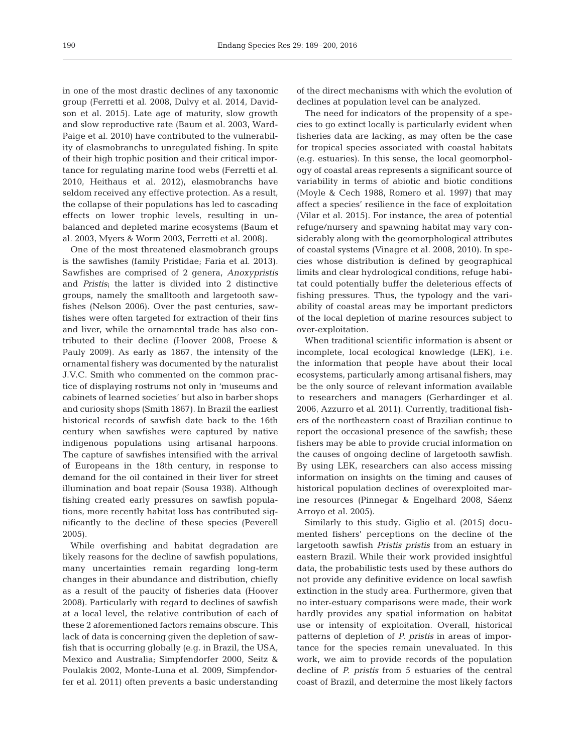in one of the most drastic declines of any taxonomic group (Ferretti et al. 2008, Dulvy et al. 2014, Davidson et al. 2015). Late age of maturity, slow growth and slow reproductive rate (Baum et al. 2003, Ward-Paige et al. 2010) have contributed to the vulnerability of elasmobranchs to unregulated fishing. In spite of their high trophic position and their critical importance for regulating marine food webs (Ferretti et al. 2010, Heithaus et al. 2012), elasmobranchs have seldom received any effective protection. As a result, the collapse of their populations has led to cascading effects on lower trophic levels, resulting in unbalanced and depleted marine ecosystems (Baum et al. 2003, Myers & Worm 2003, Ferretti et al. 2008).

One of the most threatened elasmobranch groups is the sawfishes (family Pristidae; Faria et al. 2013). Sawfishes are comprised of 2 genera, *Anoxypristis* and *Pristis*; the latter is divided into 2 distinctive groups, namely the smalltooth and largetooth sawfishes (Nelson 2006). Over the past centuries, sawfishes were often targeted for extraction of their fins and liver, while the ornamental trade has also contributed to their decline (Hoover 2008, Froese & Pauly 2009). As early as 1867, the intensity of the ornamental fishery was documented by the naturalist J.V.C. Smith who commented on the common practice of displaying rostrums not only in 'museums and cabinets of learned societies' but also in barber shops and curiosity shops (Smith 1867). In Brazil the earliest historical records of sawfish date back to the 16th century when sawfishes were captured by native indigenous populations using artisanal harpoons. The capture of sawfishes intensified with the arrival of Europeans in the 18th century, in response to demand for the oil contained in their liver for street illumination and boat repair (Sousa 1938). Although fishing created early pressures on sawfish populations, more recently habitat loss has contributed significantly to the decline of these species (Peverell 2005).

While overfishing and habitat degradation are likely reasons for the decline of sawfish populations, many uncertainties remain regarding long-term changes in their abundance and distribution, chiefly as a result of the paucity of fisheries data (Hoover 2008). Particularly with regard to declines of sawfish at a local level, the relative contribution of each of these 2 aforementioned factors remains obscure. This lack of data is concerning given the depletion of sawfish that is occurring globally (e.g. in Brazil, the USA, Mexico and Australia; Simpfendorfer 2000, Seitz & Poulakis 2002, Monte-Luna et al. 2009, Simpfendorfer et al. 2011) often prevents a basic understanding of the direct mechanisms with which the evolution of declines at population level can be analyzed.

The need for indicators of the propensity of a species to go extinct locally is particularly evident when fisheries data are lacking, as may often be the case for tropical species associated with coastal habitats (e.g. estuaries). In this sense, the local geomorphology of coastal areas represents a significant source of variability in terms of abiotic and biotic conditions (Moyle & Cech 1988, Romero et al. 1997) that may affect a species' resilience in the face of exploitation (Vilar et al. 2015). For instance, the area of potential refuge/nursery and spawning habitat may vary considerably along with the geomorphological attributes of coastal systems (Vinagre et al. 2008, 2010). In species whose distribution is defined by geographical limits and clear hydrological conditions, refuge habitat could potentially buffer the deleterious effects of fishing pressures. Thus, the typology and the variability of coastal areas may be important predictors of the local depletion of marine resources subject to over-exploitation.

When traditional scientific information is absent or incomplete, local ecological knowledge (LEK), i.e. the information that people have about their local ecosystems, particularly among artisanal fishers, may be the only source of relevant information available to researchers and managers (Gerhardinger et al. 2006, Azzurro et al. 2011). Currently, traditional fishers of the northeastern coast of Brazilian continue to report the occasional presence of the sawfish; these fishers may be able to provide crucial information on the causes of ongoing decline of largetooth sawfish. By using LEK, researchers can also access missing information on insights on the timing and causes of historical population declines of overexploited marine resources (Pinnegar & Engelhard 2008, Sáenz Arroyo et al. 2005).

Similarly to this study, Giglio et al. (2015) documented fishers' perceptions on the decline of the largetooth sawfish *Pristis pristis* from an estuary in eastern Brazil. While their work provided insightful data, the probabilistic tests used by these authors do not provide any definitive evidence on local sawfish extinction in the study area. Furthermore, given that no inter-estuary comparisons were made, their work hardly provides any spatial information on habitat use or intensity of exploitation. Overall, historical patterns of depletion of *P. pristis* in areas of importance for the species remain unevaluated. In this work, we aim to provide records of the population decline of *P. pristis* from 5 estuaries of the central coast of Brazil, and determine the most likely factors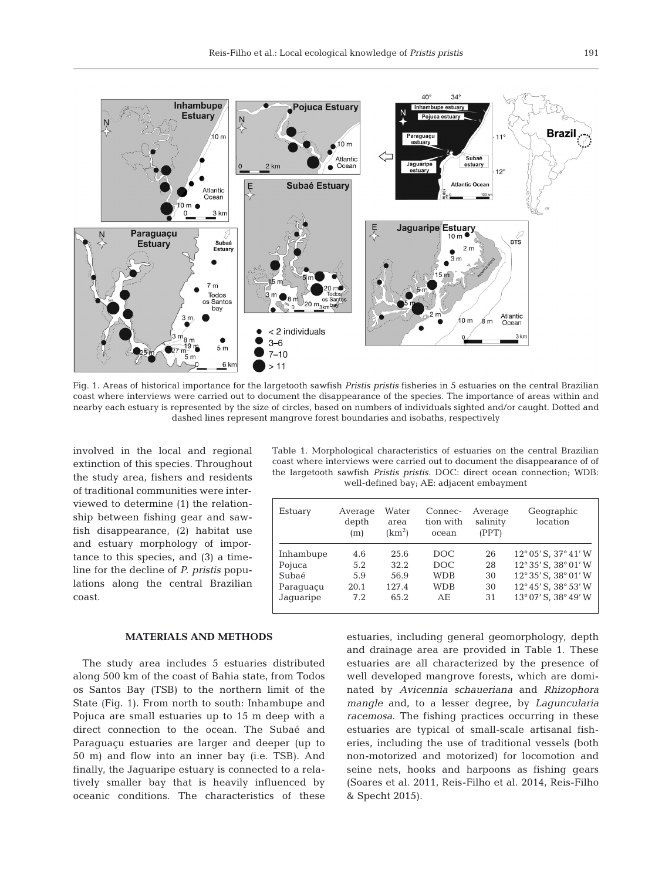Fig. 1. Areas of historical importance for the largetooth sawfish *Pristis pristis* fisheries in 5 estuaries on the central Brazilian coast where interviews were carried out to document the disappearance of the species. The importance of areas within and nearby each estuary is represented by the size of circles, based on numbers of individuals sighted and/or caught. Dotted and dashed lines represent mangrove forest boundaries and isobaths, respectively

involved in the local and regional extinction of this species. Throughout the study area, fishers and residents of traditional communities were interviewed to determine (1) the relationship between fishing gear and sawfish disappearance, (2) habitat use and estuary morphology of importance to this species, and (3) a timeline for the decline of *P. pristis* populations along the central Brazilian coast.

Table 1. Morphological characteristics of estuaries on the central Brazilian coast where interviews were carried out to document the disappearance of of the largetooth sawfish *Pristis pristis*. DOC: direct ocean connection; WDB: well-defined bay; AE: adjacent embayment

| Estuary | Average depth (m) | Water area (km$^2$) | Connection with ocean | Average salinity (PPT) | Geographic location |
|---|---|---|---|---|---|
| Inhambupe | 4.6 | 25.6 | DOC | 26 | 12° 05′ S, 37° 41′ W |
| Pojuca | 5.2 | 32.2 | DOC | 28 | 12° 35′ S, 38° 01′ W |
| Subaé | 5.9 | 56.9 | WDB | 30 | 12° 35′ S, 38° 01′ W |
| Paraguaçu | 20.1 | 127.4 | WDB | 30 | 12° 45′ S, 38° 53′ W |
| Jaguaripe | 7.2 | 65.2 | AE | 31 | 13° 07′ S, 38° 49′ W |

## MATERIALS AND METHODS

The study area includes 5 estuaries distributed along 500 km of the coast of Bahia state, from Todos os Santos Bay (TSB) to the northern limit of the State (Fig. 1). From north to south: Inhambupe and Pojuca are small estuaries up to 15 m deep with a direct connection to the ocean. The Subaé and Paraguaçu estuaries are larger and deeper (up to 50 m) and flow into an inner bay (i.e. TSB). And finally, the Jaguaripe estuary is connected to a relatively smaller bay that is heavily influenced by oceanic conditions. The characteristics of these estuaries, including general geomorphology, depth and drainage area are provided in Table 1. These estuaries are all characterized by the presence of well developed mangrove forests, which are dominated by *Avicennia schaueriana* and *Rhizophora mangle* and, to a lesser degree, by *Laguncularia racemosa*. The fishing practices occurring in these estuaries are typical of small-scale artisanal fisheries, including the use of traditional vessels (both non-motorized and motorized) for locomotion and seine nets, hooks and harpoons as fishing gears (Soares et al. 2011, Reis-Filho et al. 2014, Reis-Filho & Specht 2015).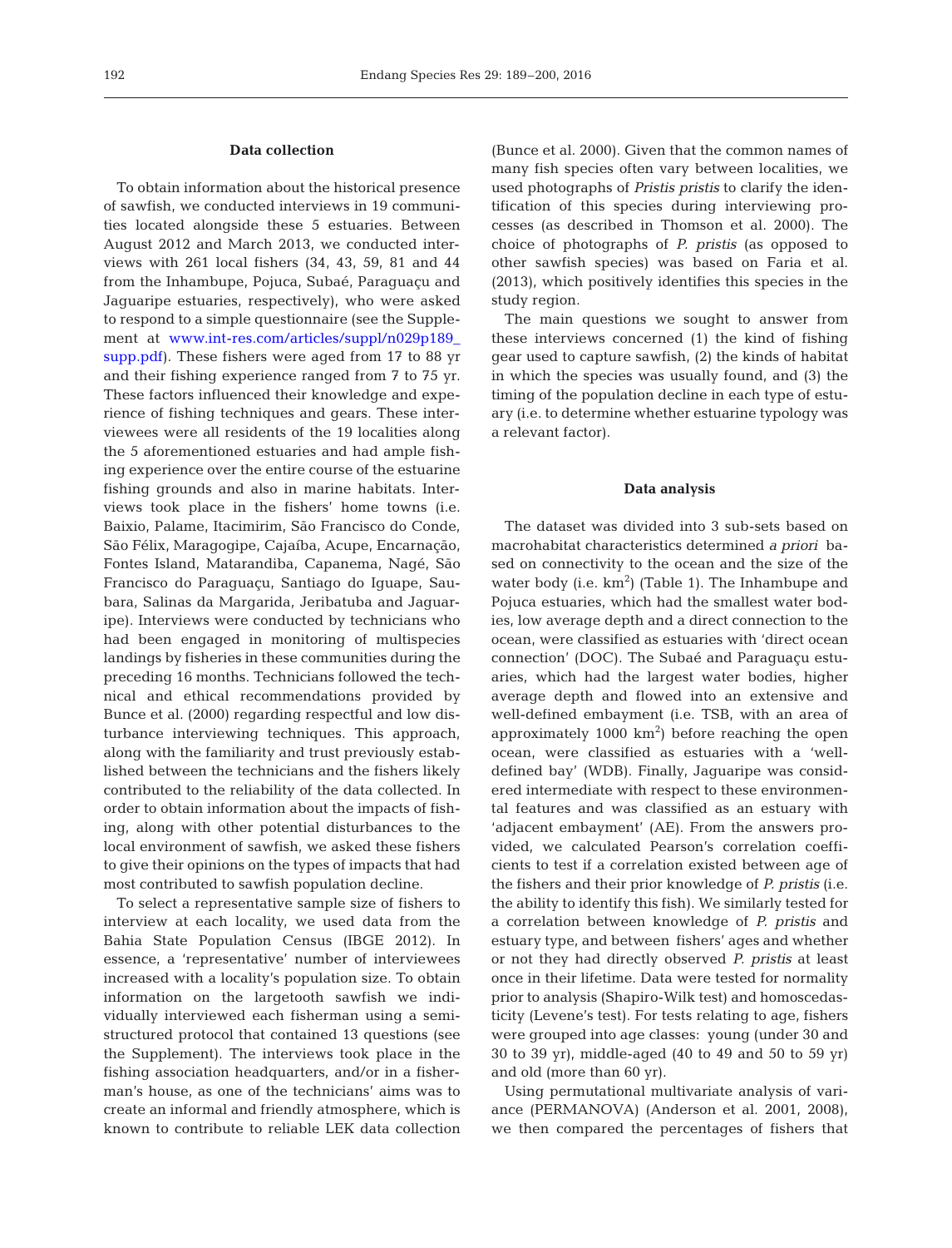### Data collection

To obtain information about the historical presence of sawfish, we conducted interviews in 19 communities located alongside these 5 estuaries. Between August 2012 and March 2013, we conducted interviews with 261 local fishers (34, 43, 59, 81 and 44 from the Inhambupe, Pojuca, Subaé, Paraguaçu and Jaguaripe estuaries, respectively), who were asked to respond to a simple questionnaire (see the Supplement at www.int-res.com/articles/suppl/n029p189_supp.pdf). These fishers were aged from 17 to 88 yr and their fishing experience ranged from 7 to 75 yr. These factors influenced their knowledge and experience of fishing techniques and gears. These interviewees were all residents of the 19 localities along the 5 aforementioned estuaries and had ample fishing experience over the entire course of the estuarine fishing grounds and also in marine habitats. Interviews took place in the fishers' home towns (i.e. Baixio, Palame, Itacimirim, São Francisco do Conde, São Félix, Maragogipe, Cajaíba, Acupe, Encarnação, Fontes Island, Matarandiba, Capanema, Nagé, São Francisco do Paraguaçu, Santiago do Iguape, Saubara, Salinas da Margarida, Jeribatuba and Jaguaripe). Interviews were conducted by technicians who had been engaged in monitoring of multispecies landings by fisheries in these communities during the preceding 16 months. Technicians followed the technical and ethical recommendations provided by Bunce et al. (2000) regarding respectful and low disturbance interviewing techniques. This approach, along with the familiarity and trust previously established between the technicians and the fishers likely contributed to the reliability of the data collected. In order to obtain information about the impacts of fishing, along with other potential disturbances to the local environment of sawfish, we asked these fishers to give their opinions on the types of impacts that had most contributed to sawfish population decline.

To select a representative sample size of fishers to interview at each locality, we used data from the Bahia State Population Census (IBGE 2012). In essence, a 'representative' number of interviewees increased with a locality's population size. To obtain information on the largetooth sawfish we individually interviewed each fisherman using a semi-structured protocol that contained 13 questions (see the Supplement). The interviews took place in the fishing association headquarters, and/or in a fisherman's house, as one of the technicians' aims was to create an informal and friendly atmosphere, which is known to contribute to reliable LEK data collection (Bunce et al. 2000). Given that the common names of many fish species often vary between localities, we used photographs of *Pristis pristis* to clarify the identification of this species during interviewing processes (as described in Thomson et al. 2000). The choice of photographs of *P. pristis* (as opposed to other sawfish species) was based on Faria et al. (2013), which positively identifies this species in the study region.

The main questions we sought to answer from these interviews concerned (1) the kind of fishing gear used to capture sawfish, (2) the kinds of habitat in which the species was usually found, and (3) the timing of the population decline in each type of estuary (i.e. to determine whether estuarine typology was a relevant factor).

### Data analysis

The dataset was divided into 3 sub-sets based on macrohabitat characteristics determined *a priori* based on connectivity to the ocean and the size of the water body (i.e. $km^2$) (Table 1). The Inhambupe and Pojuca estuaries, which had the smallest water bodies, low average depth and a direct connection to the ocean, were classified as estuaries with 'direct ocean connection' (DOC). The Subaé and Paraguaçu estuaries, which had the largest water bodies, higher average depth and flowed into an extensive and well-defined embayment (i.e. TSB, with an area of approximately 1000 $km^2$) before reaching the open ocean, were classified as estuaries with a 'well-defined bay' (WDB). Finally, Jaguaripe was considered intermediate with respect to these environmental features and was classified as an estuary with 'adjacent embayment' (AE). From the answers provided, we calculated Pearson's correlation coefficients to test if a correlation existed between age of the fishers and their prior knowledge of *P. pristis* (i.e. the ability to identify this fish). We similarly tested for a correlation between knowledge of *P. pristis* and estuary type, and between fishers' ages and whether or not they had directly observed *P. pristis* at least once in their lifetime. Data were tested for normality prior to analysis (Shapiro-Wilk test) and homoscedasticity (Levene's test). For tests relating to age, fishers were grouped into age classes: young (under 30 and 30 to 39 yr), middle-aged (40 to 49 and 50 to 59 yr) and old (more than 60 yr).

Using permutational multivariate analysis of variance (PERMANOVA) (Anderson et al. 2001, 2008), we then compared the percentages of fishers that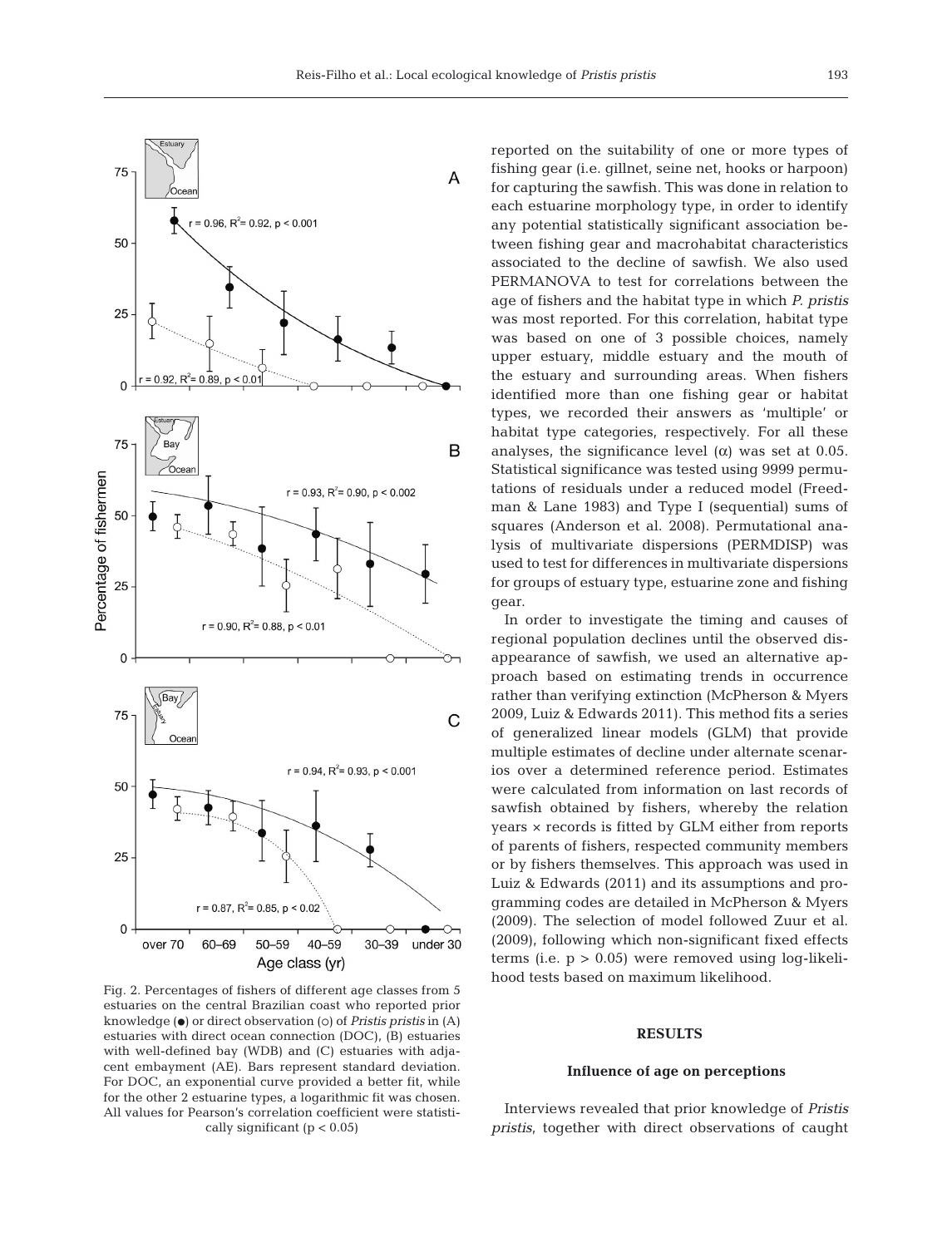Fig. 2. Percentages of fishers of different age classes from 5 estuaries on the central Brazilian coast who reported prior knowledge (●) or direct observation (○) of *Pristis pristis* in (A) estuaries with direct ocean connection (DOC), (B) estuaries with well-defined bay (WDB) and (C) estuaries with adjacent embayment (AE). Bars represent standard deviation. For DOC, an exponential curve provided a better fit, while for the other 2 estuarine types, a logarithmic fit was chosen. All values for Pearson's correlation coefficient were statistically significant ($p < 0.05$)

reported on the suitability of one or more types of fishing gear (i.e. gillnet, seine net, hooks or harpoon) for capturing the sawfish. This was done in relation to each estuarine morphology type, in order to identify any potential statistically significant association between fishing gear and macrohabitat characteristics associated to the decline of sawfish. We also used PERMANOVA to test for correlations between the age of fishers and the habitat type in which *P. pristis* was most reported. For this correlation, habitat type was based on one of 3 possible choices, namely upper estuary, middle estuary and the mouth of the estuary and surrounding areas. When fishers identified more than one fishing gear or habitat types, we recorded their answers as 'multiple' or habitat type categories, respectively. For all these analyses, the significance level ($\alpha$) was set at 0.05. Statistical significance was tested using 9999 permutations of residuals under a reduced model (Freedman & Lane 1983) and Type I (sequential) sums of squares (Anderson et al. 2008). Permutational analysis of multivariate dispersions (PERMDISP) was used to test for differences in multivariate dispersions for groups of estuary type, estuarine zone and fishing gear.

In order to investigate the timing and causes of regional population declines until the observed disappearance of sawfish, we used an alternative approach based on estimating trends in occurrence rather than verifying extinction (McPherson & Myers 2009, Luiz & Edwards 2011). This method fits a series of generalized linear models (GLM) that provide multiple estimates of decline under alternate scenarios over a determined reference period. Estimates were calculated from information on last records of sawfish obtained by fishers, whereby the relation years × records is fitted by GLM either from reports of parents of fishers, respected community members or by fishers themselves. This approach was used in Luiz & Edwards (2011) and its assumptions and programming codes are detailed in McPherson & Myers (2009). The selection of model followed Zuur et al. (2009), following which non-significant fixed effects terms (i.e. $p > 0.05$) were removed using log-likelihood tests based on maximum likelihood.

## RESULTS

### Influence of age on perceptions

Interviews revealed that prior knowledge of *Pristis pristis*, together with direct observations of caught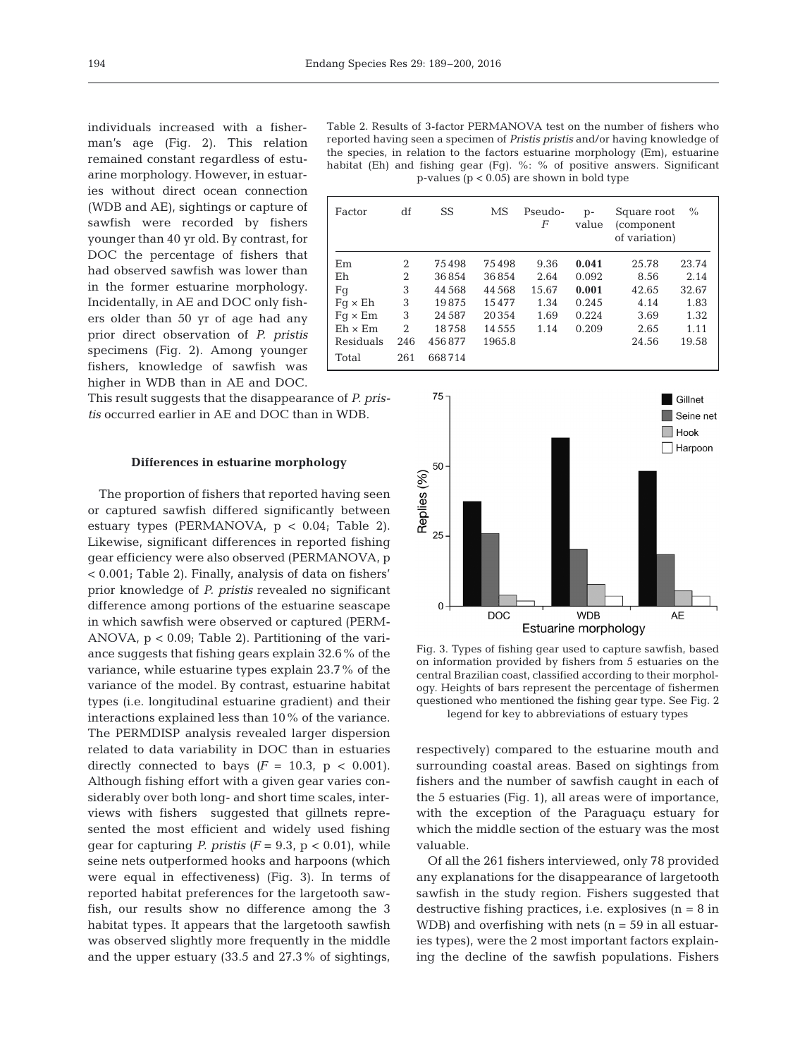individuals increased with a fisherman's age (Fig. 2). This relation remained constant regardless of estuarine morphology. However, in estuaries without direct ocean connection (WDB and AE), sightings or capture of sawfish were recorded by fishers younger than 40 yr old. By contrast, for DOC the percentage of fishers that had observed sawfish was lower than in the former estuarine morphology. Incidentally, in AE and DOC only fishers older than 50 yr of age had any prior direct observation of *P. pristis* specimens (Fig. 2). Among younger fishers, knowledge of sawfish was higher in WDB than in AE and DOC. This result suggests that the disappearance of *P. pristis* occurred earlier in AE and DOC than in WDB.

Table 2. Results of 3-factor PERMANOVA test on the number of fishers who reported having seen a specimen of *Pristis pristis* and/or having knowledge of the species, in relation to the factors estuarine morphology (Em), estuarine habitat (Eh) and fishing gear (Fg). %: % of positive answers. Significant p-values ($p < 0.05$) are shown in bold type

| Factor | df | SS | MS | Pseudo-*F* | p-value | Square root (component of variation) | % |
|---|---|---|---|---|---|---|---|
| Em | 2 | 75498 | 75498 | 9.36 | **0.041** | 25.78 | 23.74 |
| Eh | 2 | 36854 | 36854 | 2.64 | 0.092 | 8.56 | 2.14 |
| Fg | 3 | 44568 | 44568 | 15.67 | **0.001** | 42.65 | 32.67 |
| Fg × Eh | 3 | 19875 | 15477 | 1.34 | 0.245 | 4.14 | 1.83 |
| Fg × Em | 3 | 24587 | 20354 | 1.69 | 0.224 | 3.69 | 1.32 |
| Eh × Em | 2 | 18758 | 14555 | 1.14 | 0.209 | 2.65 | 1.11 |
| Residuals | 246 | 456877 | 1965.8 | | | 24.56 | 19.58 |
| Total | 261 | 668714 | | | | | |

### Differences in estuarine morphology

The proportion of fishers that reported having seen or captured sawfish differed significantly between estuary types (PERMANOVA, $p < 0.04$; Table 2). Likewise, significant differences in reported fishing gear efficiency were also observed (PERMANOVA, $p < 0.001$; Table 2). Finally, analysis of data on fishers' prior knowledge of *P. pristis* revealed no significant difference among portions of the estuarine seascape in which sawfish were observed or captured (PERMANOVA, $p < 0.09$; Table 2). Partitioning of the variance suggests that fishing gears explain 32.6% of the variance, while estuarine types explain 23.7% of the variance of the model. By contrast, estuarine habitat types (i.e. longitudinal estuarine gradient) and their interactions explained less than 10% of the variance. The PERMDISP analysis revealed larger dispersion related to data variability in DOC than in estuaries directly connected to bays ($F = 10.3$, $p < 0.001$). Although fishing effort with a given gear varies considerably over both long- and short time scales, interviews with fishers suggested that gillnets represented the most efficient and widely used fishing gear for capturing *P. pristis* ($F = 9.3$, $p < 0.01$), while seine nets outperformed hooks and harpoons (which were equal in effectiveness) (Fig. 3). In terms of reported habitat preferences for the largetooth sawfish, our results show no difference among the 3 habitat types. It appears that the largetooth sawfish was observed slightly more frequently in the middle and the upper estuary (33.5 and 27.3% of sightings, respectively) compared to the estuarine mouth and surrounding coastal areas. Based on sightings from fishers and the number of sawfish caught in each of the 5 estuaries (Fig. 1), all areas were of importance, with the exception of the Paraguaçu estuary for which the middle section of the estuary was the most valuable.

Fig. 3. Types of fishing gear used to capture sawfish, based on information provided by fishers from 5 estuaries on the central Brazilian coast, classified according to their morphology. Heights of bars represent the percentage of fishermen questioned who mentioned the fishing gear type. See Fig. 2 legend for key to abbreviations of estuary types

Of all the 261 fishers interviewed, only 78 provided any explanations for the disappearance of largetooth sawfish in the study region. Fishers suggested that destructive fishing practices, i.e. explosives ($n = 8$ in WDB) and overfishing with nets ($n = 59$ in all estuaries types), were the 2 most important factors explaining the decline of the sawfish populations. Fishers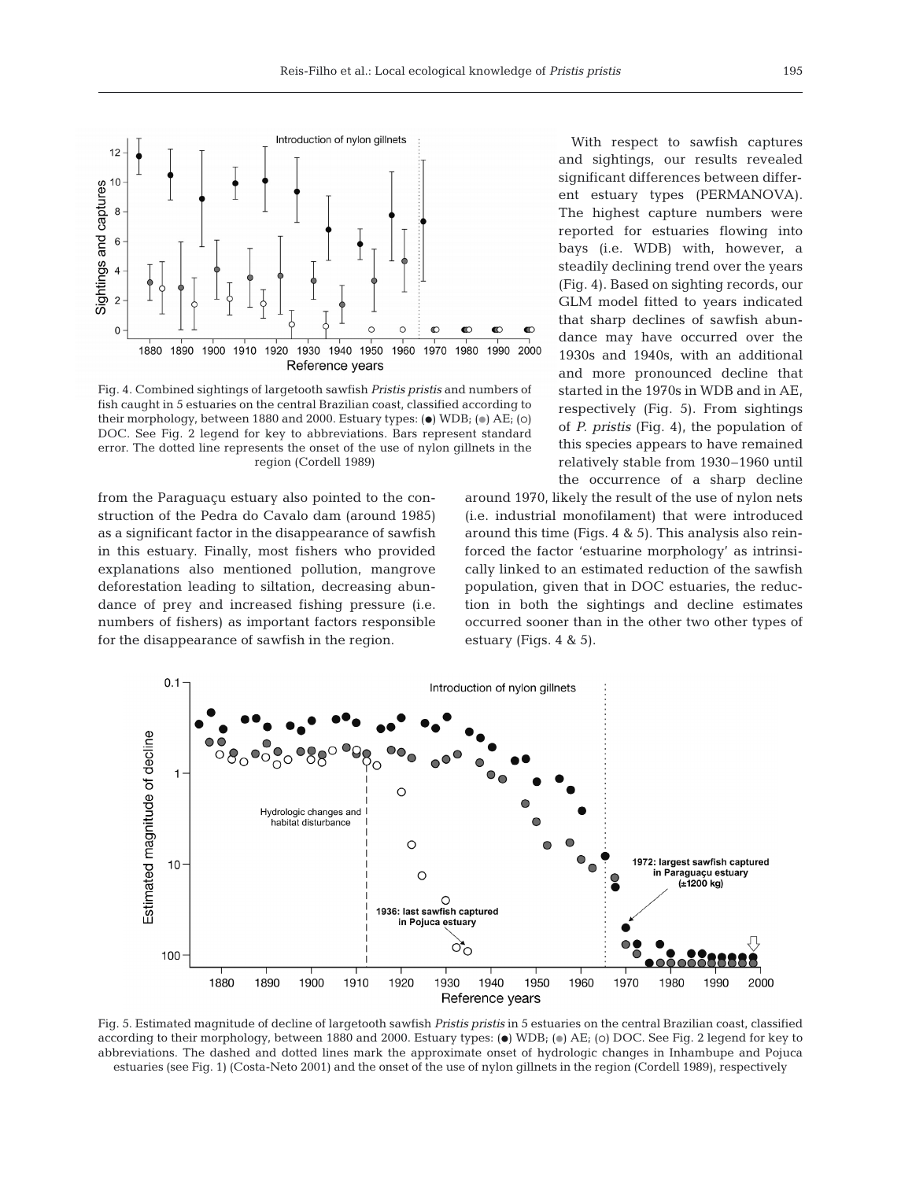Fig. 4. Combined sightings of largetooth sawfish *Pristis pristis* and numbers of fish caught in 5 estuaries on the central Brazilian coast, classified according to their morphology, between 1880 and 2000. Estuary types: (●) WDB; (●) AE; (○) DOC. See Fig. 2 legend for key to abbreviations. Bars represent standard error. The dotted line represents the onset of the use of nylon gillnets in the region (Cordell 1989)

from the Paraguaçu estuary also pointed to the construction of the Pedra do Cavalo dam (around 1985) as a significant factor in the disappearance of sawfish in this estuary. Finally, most fishers who provided explanations also mentioned pollution, mangrove deforestation leading to siltation, decreasing abundance of prey and increased fishing pressure (i.e. numbers of fishers) as important factors responsible for the disappearance of sawfish in the region.

With respect to sawfish captures and sightings, our results revealed significant differences between different estuary types (PERMANOVA). The highest capture numbers were reported for estuaries flowing into bays (i.e. WDB) with, however, a steadily declining trend over the years (Fig. 4). Based on sighting records, our GLM model fitted to years indicated that sharp declines of sawfish abundance may have occurred over the 1930s and 1940s, with an additional and more pronounced decline that started in the 1970s in WDB and in AE, respectively (Fig. 5). From sightings of *P. pristis* (Fig. 4), the population of this species appears to have remained relatively stable from 1930–1960 until the occurrence of a sharp decline around 1970, likely the result of the use of nylon nets (i.e. industrial monofilament) that were introduced around this time (Figs. 4 & 5). This analysis also reinforced the factor 'estuarine morphology' as intrinsically linked to an estimated reduction of the sawfish population, given that in DOC estuaries, the reduction in both the sightings and decline estimates occurred sooner than in the other two other types of estuary (Figs. 4 & 5).

Fig. 5. Estimated magnitude of decline of largetooth sawfish *Pristis pristis* in 5 estuaries on the central Brazilian coast, classified according to their morphology, between 1880 and 2000. Estuary types: (●) WDB; (●) AE; (○) DOC. See Fig. 2 legend for key to abbreviations. The dashed and dotted lines mark the approximate onset of hydrologic changes in Inhambupe and Pojuca estuaries (see Fig. 1) (Costa-Neto 2001) and the onset of the use of nylon gillnets in the region (Cordell 1989), respectively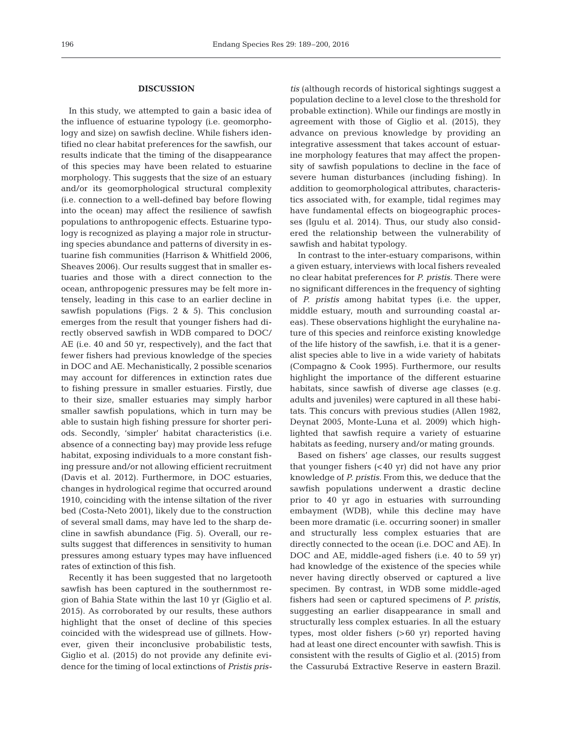## DISCUSSION

In this study, we attempted to gain a basic idea of the influence of estuarine typology (i.e. geomorphology and size) on sawfish decline. While fishers identified no clear habitat preferences for the sawfish, our results indicate that the timing of the disappearance of this species may have been related to estuarine morphology. This suggests that the size of an estuary and/or its geomorphological structural complexity (i.e. connection to a well-defined bay before flowing into the ocean) may affect the resilience of sawfish populations to anthropogenic effects. Estuarine typology is recognized as playing a major role in structuring species abundance and patterns of diversity in estuarine fish communities (Harrison & Whitfield 2006, Sheaves 2006). Our results suggest that in smaller estuaries and those with a direct connection to the ocean, anthropogenic pressures may be felt more intensely, leading in this case to an earlier decline in sawfish populations (Figs. 2 & 5). This conclusion emerges from the result that younger fishers had directly observed sawfish in WDB compared to DOC/AE (i.e. 40 and 50 yr, respectively), and the fact that fewer fishers had previous knowledge of the species in DOC and AE. Mechanistically, 2 possible scenarios may account for differences in extinction rates due to fishing pressure in smaller estuaries. Firstly, due to their size, smaller estuaries may simply harbor smaller sawfish populations, which in turn may be able to sustain high fishing pressure for shorter periods. Secondly, 'simpler' habitat characteristics (i.e. absence of a connecting bay) may provide less refuge habitat, exposing individuals to a more constant fishing pressure and/or not allowing efficient recruitment (Davis et al. 2012). Furthermore, in DOC estuaries, changes in hydrological regime that occurred around 1910, coinciding with the intense siltation of the river bed (Costa-Neto 2001), likely due to the construction of several small dams, may have led to the sharp decline in sawfish abundance (Fig. 5). Overall, our results suggest that differences in sensitivity to human pressures among estuary types may have influenced rates of extinction of this fish.

Recently it has been suggested that no largetooth sawfish has been captured in the southernmost region of Bahia State within the last 10 yr (Giglio et al. 2015). As corroborated by our results, these authors highlight that the onset of decline of this species coincided with the widespread use of gillnets. However, given their inconclusive probabilistic tests, Giglio et al. (2015) do not provide any definite evidence for the timing of local extinctions of *Pristis pristis* (although records of historical sightings suggest a population decline to a level close to the threshold for probable extinction). While our findings are mostly in agreement with those of Giglio et al. (2015), they advance on previous knowledge by providing an integrative assessment that takes account of estuarine morphology features that may affect the propensity of sawfish populations to decline in the face of severe human disturbances (including fishing). In addition to geomorphological attributes, characteristics associated with, for example, tidal regimes may have fundamental effects on biogeographic processes (Igulu et al. 2014). Thus, our study also considered the relationship between the vulnerability of sawfish and habitat typology.

In contrast to the inter-estuary comparisons, within a given estuary, interviews with local fishers revealed no clear habitat preferences for *P. pristis.* There were no significant differences in the frequency of sighting of *P. pristis* among habitat types (i.e. the upper, middle estuary, mouth and surrounding coastal areas). These observations highlight the euryhaline nature of this species and reinforce existing knowledge of the life history of the sawfish, i.e. that it is a generalist species able to live in a wide variety of habitats (Compagno & Cook 1995). Furthermore, our results highlight the importance of the different estuarine habitats, since sawfish of diverse age classes (e.g. adults and juveniles) were captured in all these habitats. This concurs with previous studies (Allen 1982, Deynat 2005, Monte-Luna et al. 2009) which highlighted that sawfish require a variety of estuarine habitats as feeding, nursery and/or mating grounds.

Based on fishers' age classes, our results suggest that younger fishers (<40 yr) did not have any prior knowledge of *P. pristis*. From this, we deduce that the sawfish populations underwent a drastic decline prior to 40 yr ago in estuaries with surrounding embayment (WDB), while this decline may have been more dramatic (i.e. occurring sooner) in smaller and structurally less complex estuaries that are directly connected to the ocean (i.e. DOC and AE). In DOC and AE, middle-aged fishers (i.e. 40 to 59 yr) had knowledge of the existence of the species while never having directly observed or captured a live specimen. By contrast, in WDB some middle-aged fishers had seen or captured specimens of *P. pristis*, suggesting an earlier disappearance in small and structurally less complex estuaries. In all the estuary types, most older fishers (>60 yr) reported having had at least one direct encounter with sawfish. This is consistent with the results of Giglio et al. (2015) from the Cassurubá Extractive Reserve in eastern Brazil.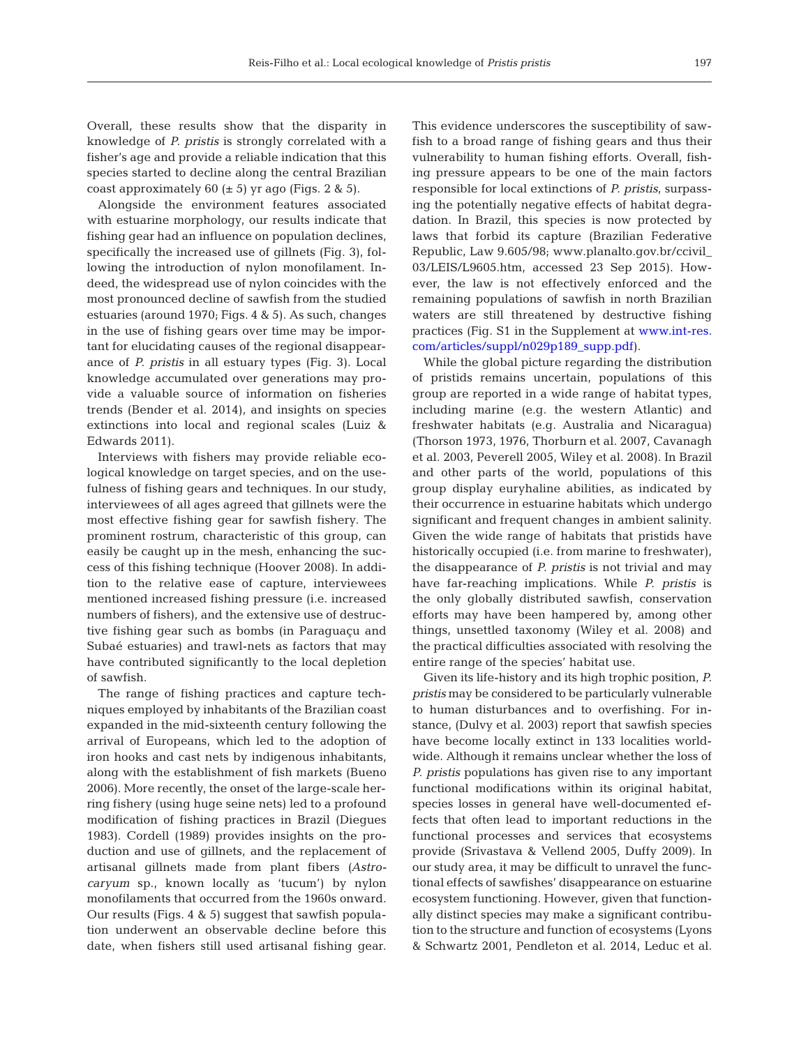Overall, these results show that the disparity in knowledge of *P. pristis* is strongly correlated with a fisher's age and provide a reliable indication that this species started to decline along the central Brazilian coast approximately 60 (± 5) yr ago (Figs. 2 & 5).

Alongside the environment features associated with estuarine morphology, our results indicate that fishing gear had an influence on population declines, specifically the increased use of gillnets (Fig. 3), following the introduction of nylon monofilament. Indeed, the widespread use of nylon coincides with the most pronounced decline of sawfish from the studied estuaries (around 1970; Figs. 4 & 5). As such, changes in the use of fishing gears over time may be important for elucidating causes of the regional disappearance of *P. pristis* in all estuary types (Fig. 3). Local knowledge accumulated over generations may provide a valuable source of information on fisheries trends (Bender et al. 2014), and insights on species extinctions into local and regional scales (Luiz & Edwards 2011).

Interviews with fishers may provide reliable ecological knowledge on target species, and on the usefulness of fishing gears and techniques. In our study, interviewees of all ages agreed that gillnets were the most effective fishing gear for sawfish fishery. The prominent rostrum, characteristic of this group, can easily be caught up in the mesh, enhancing the success of this fishing technique (Hoover 2008). In addition to the relative ease of capture, interviewees mentioned increased fishing pressure (i.e. increased numbers of fishers), and the extensive use of destructive fishing gear such as bombs (in Paraguaçu and Subaé estuaries) and trawl-nets as factors that may have contributed significantly to the local depletion of sawfish.

The range of fishing practices and capture techniques employed by inhabitants of the Brazilian coast expanded in the mid-sixteenth century following the arrival of Europeans, which led to the adoption of iron hooks and cast nets by indigenous inhabitants, along with the establishment of fish markets (Bueno 2006). More recently, the onset of the large-scale herring fishery (using huge seine nets) led to a profound modification of fishing practices in Brazil (Diegues 1983). Cordell (1989) provides insights on the production and use of gillnets, and the replacement of artisanal gillnets made from plant fibers (*Astrocaryum* sp., known locally as 'tucum') by nylon monofilaments that occurred from the 1960s onward. Our results (Figs. 4 & 5) suggest that sawfish population underwent an observable decline before this date, when fishers still used artisanal fishing gear. This evidence underscores the susceptibility of sawfish to a broad range of fishing gears and thus their vulnerability to human fishing efforts. Overall, fishing pressure appears to be one of the main factors responsible for local extinctions of *P. pristis*, surpassing the potentially negative effects of habitat degradation. In Brazil, this species is now protected by laws that forbid its capture (Brazilian Federative Republic, Law 9.605/98; www.planalto.gov.br/ccivil_03/LEIS/L9605.htm, accessed 23 Sep 2015). However, the law is not effectively enforced and the remaining populations of sawfish in north Brazilian waters are still threatened by destructive fishing practices (Fig. S1 in the Supplement at www.int-res.com/articles/suppl/n029p189_supp.pdf).

While the global picture regarding the distribution of pristids remains uncertain, populations of this group are reported in a wide range of habitat types, including marine (e.g. the western Atlantic) and freshwater habitats (e.g. Australia and Nicaragua) (Thorson 1973, 1976, Thorburn et al. 2007, Cavanagh et al. 2003, Peverell 2005, Wiley et al. 2008). In Brazil and other parts of the world, populations of this group display euryhaline abilities, as indicated by their occurrence in estuarine habitats which undergo significant and frequent changes in ambient salinity. Given the wide range of habitats that pristids have historically occupied (i.e. from marine to freshwater), the disappearance of *P. pristis* is not trivial and may have far-reaching implications. While *P. pristis* is the only globally distributed sawfish, conservation efforts may have been hampered by, among other things, unsettled taxonomy (Wiley et al. 2008) and the practical difficulties associated with resolving the entire range of the species' habitat use.

Given its life-history and its high trophic position, *P. pristis* may be considered to be particularly vulnerable to human disturbances and to overfishing. For instance, (Dulvy et al. 2003) report that sawfish species have become locally extinct in 133 localities worldwide. Although it remains unclear whether the loss of *P. pristis* populations has given rise to any important functional modifications within its original habitat, species losses in general have well-documented effects that often lead to important reductions in the functional processes and services that ecosystems provide (Srivastava & Vellend 2005, Duffy 2009). In our study area, it may be difficult to unravel the functional effects of sawfishes' disappearance on estuarine ecosystem functioning. However, given that functionally distinct species may make a significant contribution to the structure and function of ecosystems (Lyons & Schwartz 2001, Pendleton et al. 2014, Leduc et al.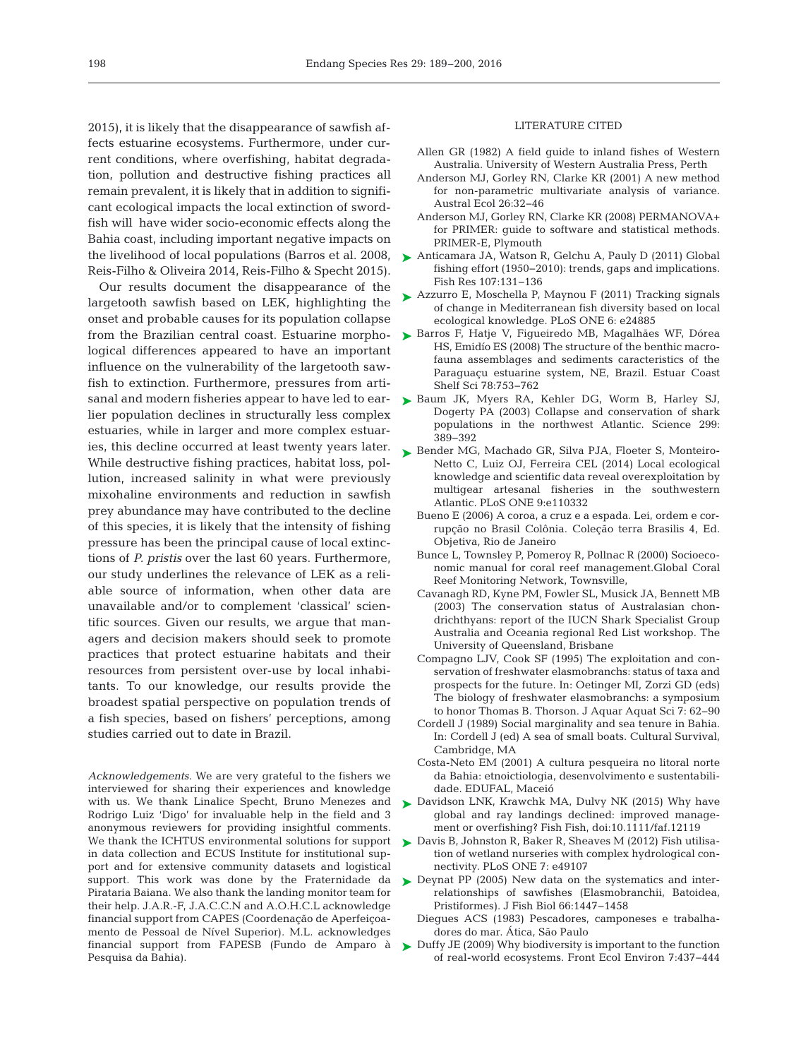2015), it is likely that the disappearance of sawfish affects estuarine ecosystems. Furthermore, under current conditions, where overfishing, habitat degradation, pollution and destructive fishing practices all remain prevalent, it is likely that in addition to significant ecological impacts the local extinction of swordfish will have wider socio-economic effects along the Bahia coast, including important negative impacts on the livelihood of local populations (Barros et al. 2008, Reis-Filho & Oliveira 2014, Reis-Filho & Specht 2015).

Our results document the disappearance of the largetooth sawfish based on LEK, highlighting the onset and probable causes for its population collapse from the Brazilian central coast. Estuarine morphological differences appeared to have an important influence on the vulnerability of the largetooth sawfish to extinction. Furthermore, pressures from artisanal and modern fisheries appear to have led to earlier population declines in structurally less complex estuaries, while in larger and more complex estuaries, this decline occurred at least twenty years later. While destructive fishing practices, habitat loss, pollution, increased salinity in what were previously mixohaline environments and reduction in sawfish prey abundance may have contributed to the decline of this species, it is likely that the intensity of fishing pressure has been the principal cause of local extinctions of *P. pristis* over the last 60 years. Furthermore, our study underlines the relevance of LEK as a reliable source of information, when other data are unavailable and/or to complement 'classical' scientific sources. Given our results, we argue that managers and decision makers should seek to promote practices that protect estuarine habitats and their resources from persistent over-use by local inhabitants. To our knowledge, our results provide the broadest spatial perspective on population trends of a fish species, based on fishers' perceptions, among studies carried out to date in Brazil.

*Acknowledgements*. We are very grateful to the fishers we interviewed for sharing their experiences and knowledge with us. We thank Linalice Specht, Bruno Menezes and Rodrigo Luiz 'Digo' for invaluable help in the field and 3 anonymous reviewers for providing insightful comments. We thank the ICHTUS environmental solutions for support in data collection and ECUS Institute for institutional support and for extensive community datasets and logistical support. This work was done by the Fraternidade da Pirataria Baiana. We also thank the landing monitor team for their help. J.A.R.-F, J.A.C.C.N and A.O.H.C.L acknowledge financial support from CAPES (Coordenação de Aperfeiçoamento de Pessoal de Nível Superior). M.L. acknowledges financial support from FAPESB (Fundo de Amparo à Pesquisa da Bahia).

## LITERATURE CITED

Allen GR (1982) A field guide to inland fishes of Western Australia. University of Western Australia Press, Perth

Anderson MJ, Gorley RN, Clarke KR (2001) A new method for non-parametric multivariate analysis of variance. Austral Ecol 26:32−46

Anderson MJ, Gorley RN, Clarke KR (2008) PERMANOVA+ for PRIMER: guide to software and statistical methods. PRIMER-E, Plymouth

Anticamara JA, Watson R, Gelchu A, Pauly D (2011) Global fishing effort (1950−2010): trends, gaps and implications. Fish Res 107:131−136

Azzurro E, Moschella P, Maynou F (2011) Tracking signals of change in Mediterranean fish diversity based on local ecological knowledge. PLoS ONE 6: e24885

Barros F, Hatje V, Figueiredo MB, Magalhães WF, Dórea HS, Emidío ES (2008) The structure of the benthic macrofauna assemblages and sediments caracteristics of the Paraguaçu estuarine system, NE, Brazil. Estuar Coast Shelf Sci 78:753−762

Baum JK, Myers RA, Kehler DG, Worm B, Harley SJ, Dogerty PA (2003) Collapse and conservation of shark populations in the northwest Atlantic. Science 299: 389−392

Bender MG, Machado GR, Silva PJA, Floeter S, Monteiro-Netto C, Luiz OJ, Ferreira CEL (2014) Local ecological knowledge and scientific data reveal overexploitation by multigear artesanal fisheries in the southwestern Atlantic. PLoS ONE 9:e110332

Bueno E (2006) A coroa, a cruz e a espada. Lei, ordem e corrupção no Brasil Colônia. Coleção terra Brasilis 4, Ed. Objetiva, Rio de Janeiro

Bunce L, Townsley P, Pomeroy R, Pollnac R (2000) Socioeconomic manual for coral reef management.Global Coral Reef Monitoring Network, Townsville,

Cavanagh RD, Kyne PM, Fowler SL, Musick JA, Bennett MB (2003) The conservation status of Australasian chondrichthyans: report of the IUCN Shark Specialist Group Australia and Oceania regional Red List workshop. The University of Queensland, Brisbane

Compagno LJV, Cook SF (1995) The exploitation and conservation of freshwater elasmobranchs: status of taxa and prospects for the future. In: Oetinger MI, Zorzi GD (eds) The biology of freshwater elasmobranchs: a symposium to honor Thomas B. Thorson. J Aquar Aquat Sci 7: 62−90

Cordell J (1989) Social marginality and sea tenure in Bahia. In: Cordell J (ed) A sea of small boats. Cultural Survival, Cambridge, MA

Costa-Neto EM (2001) A cultura pesqueira no litoral norte da Bahia: etnoictiologia, desenvolvimento e sustentabilidade. EDUFAL, Maceió

Davidson LNK, Krawchk MA, Dulvy NK (2015) Why have global and ray landings declined: improved management or overfishing? Fish Fish, doi:10.1111/faf.12119

Davis B, Johnston R, Baker R, Sheaves M (2012) Fish utilisation of wetland nurseries with complex hydrological connectivity. PLoS ONE 7: e49107

Deynat PP (2005) New data on the systematics and interrelationships of sawfishes (Elasmobranchii, Batoidea, Pristiformes). J Fish Biol 66:1447−1458

Diegues ACS (1983) Pescadores, camponeses e trabalhadores do mar. Ática, São Paulo

Duffy JE (2009) Why biodiversity is important to the function of real-world ecosystems. Front Ecol Environ 7:437−444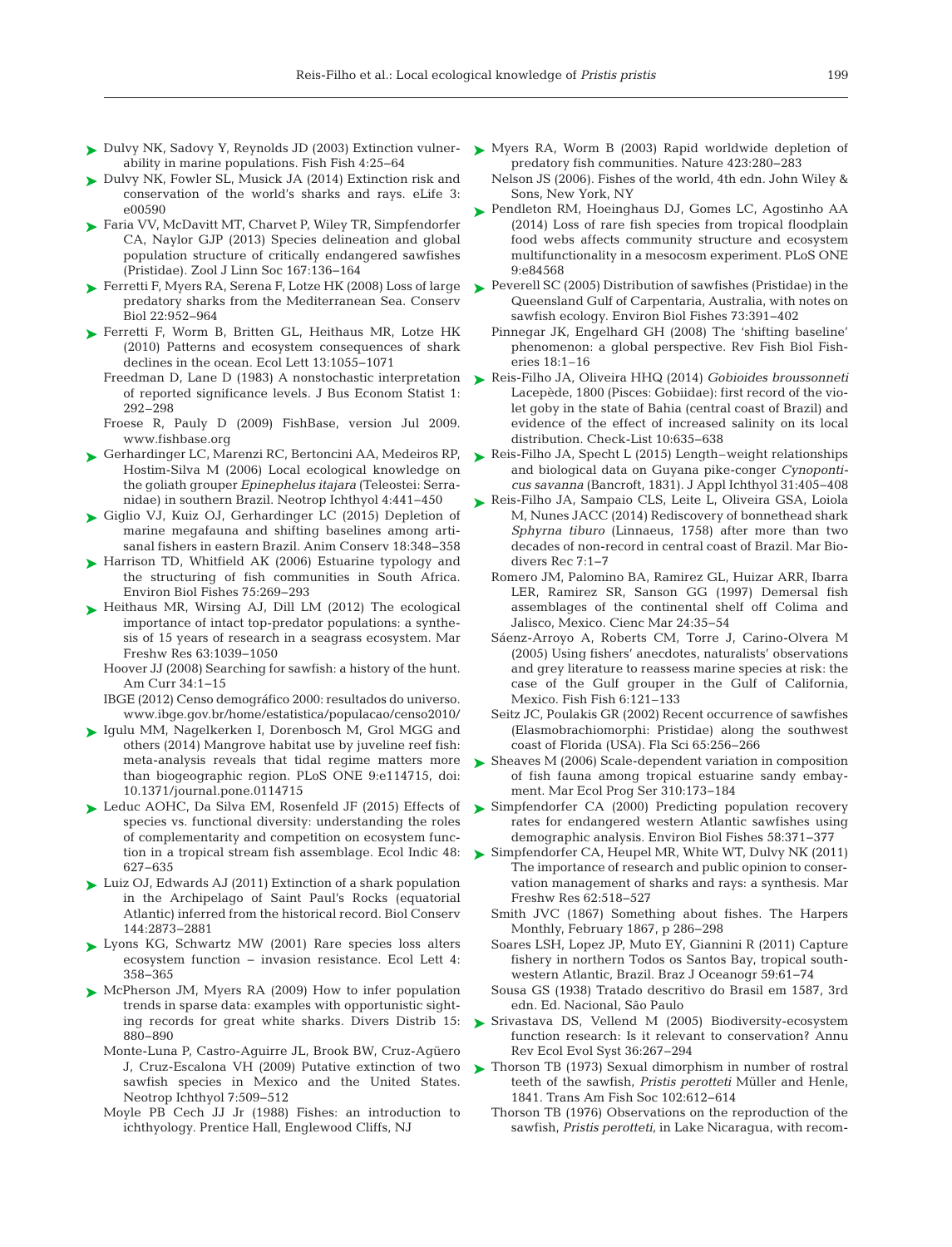Dulvy NK, Sadovy Y, Reynolds JD (2003) Extinction vulnerability in marine populations. Fish Fish 4:25−64

Dulvy NK, Fowler SL, Musick JA (2014) Extinction risk and conservation of the world's sharks and rays. eLife 3: e00590

Faria VV, McDavitt MT, Charvet P, Wiley TR, Simpfendorfer CA, Naylor GJP (2013) Species delineation and global population structure of critically endangered sawfishes (Pristidae). Zool J Linn Soc 167:136−164

Ferretti F, Myers RA, Serena F, Lotze HK (2008) Loss of large predatory sharks from the Mediterranean Sea. Conserv Biol 22:952−964

Ferretti F, Worm B, Britten GL, Heithaus MR, Lotze HK (2010) Patterns and ecosystem consequences of shark declines in the ocean. Ecol Lett 13:1055−1071

Freedman D, Lane D (1983) A nonstochastic interpretation of reported significance levels. J Bus Econom Statist 1: 292−298

Froese R, Pauly D (2009) FishBase, version Jul 2009. www.fishbase.org

Gerhardinger LC, Marenzi RC, Bertoncini AA, Medeiros RP, Hostim-Silva M (2006) Local ecological knowledge on the goliath grouper *Epinephelus itajara* (Teleostei: Serranidae) in southern Brazil. Neotrop Ichthyol 4:441−450

Giglio VJ, Kuiz OJ, Gerhardinger LC (2015) Depletion of marine megafauna and shifting baselines among artisanal fishers in eastern Brazil. Anim Conserv 18:348−358

Harrison TD, Whitfield AK (2006) Estuarine typology and the structuring of fish communities in South Africa. Environ Biol Fishes 75:269−293

Heithaus MR, Wirsing AJ, Dill LM (2012) The ecological importance of intact top-predator populations: a synthesis of 15 years of research in a seagrass ecosystem. Mar Freshw Res 63:1039−1050

Hoover JJ (2008) Searching for sawfish: a history of the hunt. Am Curr 34:1−15

IBGE (2012) Censo demográfico 2000: resultados do universo. www.ibge.gov.br/home/estatistica/populacao/censo2010/

Igulu MM, Nagelkerken I, Dorenbosch M, Grol MGG and others (2014) Mangrove habitat use by juveline reef fish: meta-analysis reveals that tidal regime matters more than biogeographic region. PLoS ONE 9:e114715, doi: 10.1371/journal.pone.0114715

Leduc AOHC, Da Silva EM, Rosenfeld JF (2015) Effects of species vs. functional diversity: understanding the roles of complementarity and competition on ecosystem function in a tropical stream fish assemblage. Ecol Indic 48: 627−635

Luiz OJ, Edwards AJ (2011) Extinction of a shark population in the Archipelago of Saint Paul's Rocks (equatorial Atlantic) inferred from the historical record. Biol Conserv 144:2873−2881

Lyons KG, Schwartz MW (2001) Rare species loss alters ecosystem function − invasion resistance. Ecol Lett 4: 358−365

McPherson JM, Myers RA (2009) How to infer population trends in sparse data: examples with opportunistic sighting records for great white sharks. Divers Distrib 15: 880−890

Monte-Luna P, Castro-Aguirre JL, Brook BW, Cruz-Agüero J, Cruz-Escalona VH (2009) Putative extinction of two sawfish species in Mexico and the United States. Neotrop Ichthyol 7:509−512

Moyle PB Cech JJ Jr (1988) Fishes: an introduction to ichthyology. Prentice Hall, Englewood Cliffs, NJ

Myers RA, Worm B (2003) Rapid worldwide depletion of predatory fish communities. Nature 423:280−283

Nelson JS (2006). Fishes of the world, 4th edn. John Wiley & Sons, New York, NY

Pendleton RM, Hoeinghaus DJ, Gomes LC, Agostinho AA (2014) Loss of rare fish species from tropical floodplain food webs affects community structure and ecosystem multifunctionality in a mesocosm experiment. PLoS ONE 9:e84568

Peverell SC (2005) Distribution of sawfishes (Pristidae) in the Queensland Gulf of Carpentaria, Australia, with notes on sawfish ecology. Environ Biol Fishes 73:391−402

Pinnegar JK, Engelhard GH (2008) The 'shifting baseline' phenomenon: a global perspective. Rev Fish Biol Fisheries 18:1−16

Reis-Filho JA, Oliveira HHQ (2014) *Gobioides broussonneti* Lacepède, 1800 (Pisces: Gobiidae): first record of the violet goby in the state of Bahia (central coast of Brazil) and evidence of the effect of increased salinity on its local distribution. Check-List 10:635−638

Reis-Filho JA, Specht L (2015) Length−weight relationships and biological data on Guyana pike-conger *Cynoponticus savanna* (Bancroft, 1831). J Appl Ichthyol 31:405−408

Reis-Filho JA, Sampaio CLS, Leite L, Oliveira GSA, Loiola M, Nunes JACC (2014) Rediscovery of bonnethead shark *Sphyrna tiburo* (Linnaeus, 1758) after more than two decades of non-record in central coast of Brazil. Mar Biodivers Rec 7:1−7

Romero JM, Palomino BA, Ramirez GL, Huizar ARR, Ibarra LER, Ramirez SR, Sanson GG (1997) Demersal fish assemblages of the continental shelf off Colima and Jalisco, Mexico. Cienc Mar 24:35−54

Sáenz-Arroyo A, Roberts CM, Torre J, Carino-Olvera M (2005) Using fishers' anecdotes, naturalists' observations and grey literature to reassess marine species at risk: the case of the Gulf grouper in the Gulf of California, Mexico. Fish Fish 6:121−133

Seitz JC, Poulakis GR (2002) Recent occurrence of sawfishes (Elasmobrachiomorphi: Pristidae) along the southwest coast of Florida (USA). Fla Sci 65:256−266

Sheaves M (2006) Scale-dependent variation in composition of fish fauna among tropical estuarine sandy embayment. Mar Ecol Prog Ser 310:173−184

Simpfendorfer CA (2000) Predicting population recovery rates for endangered western Atlantic sawfishes using demographic analysis. Environ Biol Fishes 58:371−377

Simpfendorfer CA, Heupel MR, White WT, Dulvy NK (2011) The importance of research and public opinion to conservation management of sharks and rays: a synthesis. Mar Freshw Res 62:518−527

Smith JVC (1867) Something about fishes. The Harpers Monthly, February 1867, p 286−298

Soares LSH, Lopez JP, Muto EY, Giannini R (2011) Capture fishery in northern Todos os Santos Bay, tropical southwestern Atlantic, Brazil. Braz J Oceanogr 59:61−74

Sousa GS (1938) Tratado descritivo do Brasil em 1587, 3rd edn. Ed. Nacional, São Paulo

Srivastava DS, Vellend M (2005) Biodiversity-ecosystem function research: Is it relevant to conservation? Annu Rev Ecol Evol Syst 36:267−294

Thorson TB (1973) Sexual dimorphism in number of rostral teeth of the sawfish, *Pristis perotteti* Müller and Henle, 1841. Trans Am Fish Soc 102:612−614

Thorson TB (1976) Observations on the reproduction of the sawfish, *Pristis perotteti*, in Lake Nicaragua, with recom-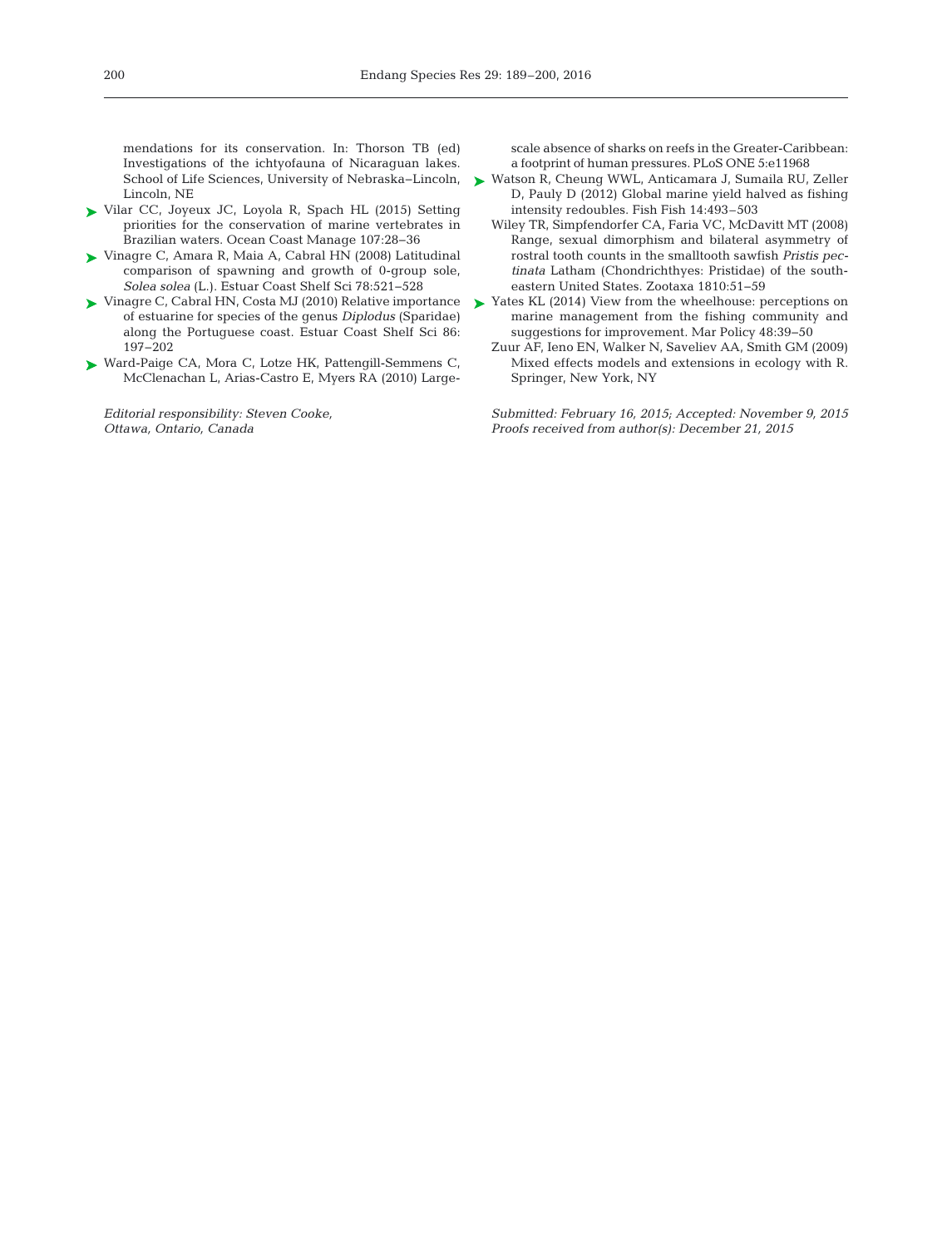mendations for its conservation. In: Thorson TB (ed) Investigations of the ichtyofauna of Nicaraguan lakes. School of Life Sciences, University of Nebraska–Lincoln, Lincoln, NE

Vilar CC, Joyeux JC, Loyola R, Spach HL (2015) Setting priorities for the conservation of marine vertebrates in Brazilian waters. Ocean Coast Manage 107:28–36

Vinagre C, Amara R, Maia A, Cabral HN (2008) Latitudinal comparison of spawning and growth of 0-group sole, *Solea solea* (L.). Estuar Coast Shelf Sci 78:521–528

Vinagre C, Cabral HN, Costa MJ (2010) Relative importance of estuarine for species of the genus *Diplodus* (Sparidae) along the Portuguese coast. Estuar Coast Shelf Sci 86: 197–202

Ward-Paige CA, Mora C, Lotze HK, Pattengill-Semmens C, McClenachan L, Arias-Castro E, Myers RA (2010) Large-scale absence of sharks on reefs in the Greater-Caribbean: a footprint of human pressures. PLoS ONE 5:e11968

Watson R, Cheung WWL, Anticamara J, Sumaila RU, Zeller D, Pauly D (2012) Global marine yield halved as fishing intensity redoubles. Fish Fish 14:493–503

Wiley TR, Simpfendorfer CA, Faria VC, McDavitt MT (2008) Range, sexual dimorphism and bilateral asymmetry of rostral tooth counts in the smalltooth sawfish *Pristis pectinata* Latham (Chondrichthyes: Pristidae) of the southeastern United States. Zootaxa 1810:51–59

Yates KL (2014) View from the wheelhouse: perceptions on marine management from the fishing community and suggestions for improvement. Mar Policy 48:39–50

Zuur AF, Ieno EN, Walker N, Saveliev AA, Smith GM (2009) Mixed effects models and extensions in ecology with R. Springer, New York, NY

*Editorial responsibility: Steven Cooke, Ottawa, Ontario, Canada*

*Submitted: February 16, 2015; Accepted: November 9, 2015*
*Proofs received from author(s): December 21, 2015*